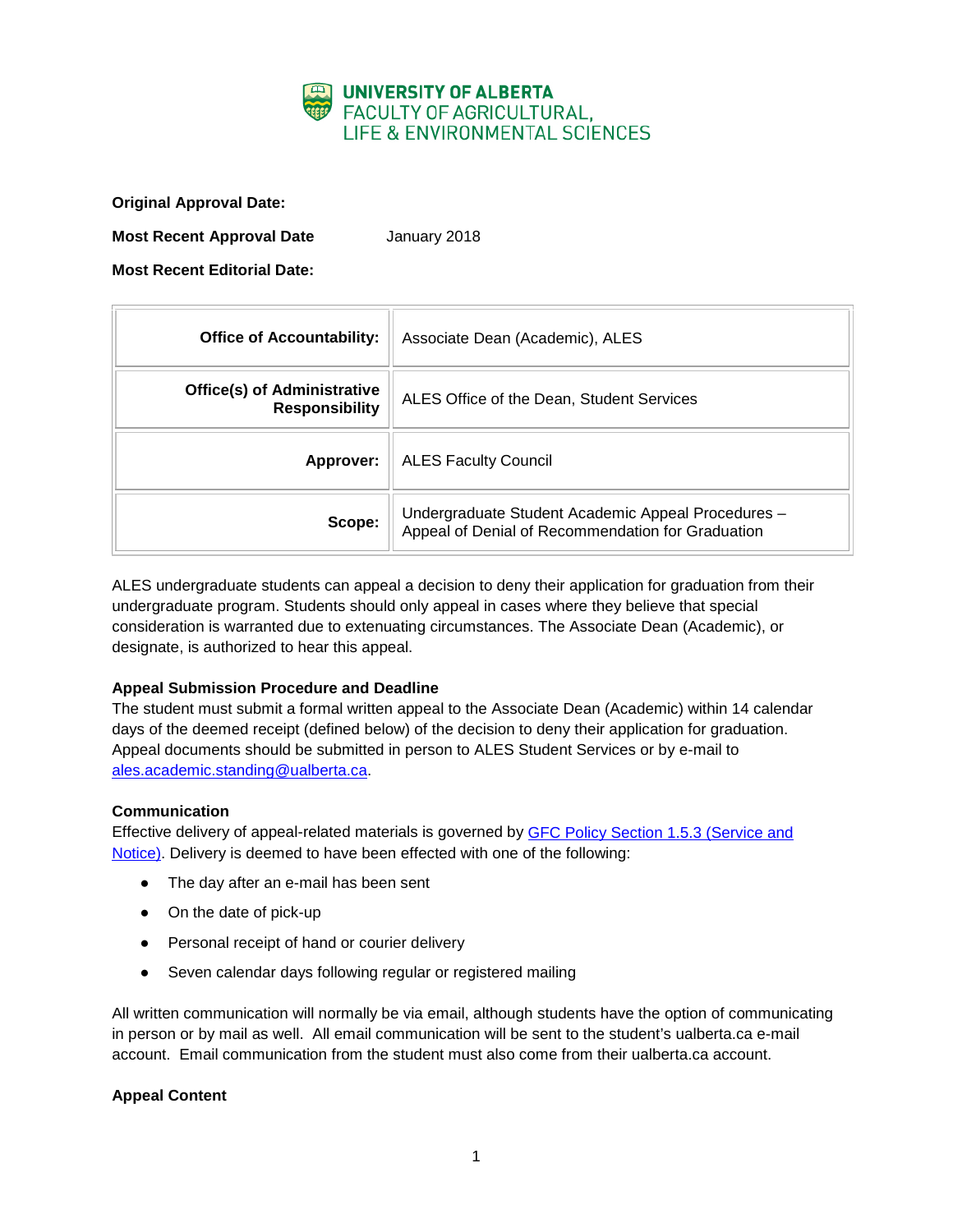UNIVERSITY OF ALBERTA
FACULTY OF AGRICULTURAL, LIFE & ENVIRONMENTAL SCIENCES

**Original Approval Date:**

**Most Recent Approval Date** January 2018

**Most Recent Editorial Date:**

| | |
|---|---|
| **Office of Accountability:** | Associate Dean (Academic), ALES |
| **Office(s) of Administrative Responsibility** | ALES Office of the Dean, Student Services |
| **Approver:** | ALES Faculty Council |
| **Scope:** | Undergraduate Student Academic Appeal Procedures – Appeal of Denial of Recommendation for Graduation |

ALES undergraduate students can appeal a decision to deny their application for graduation from their undergraduate program. Students should only appeal in cases where they believe that special consideration is warranted due to extenuating circumstances. The Associate Dean (Academic), or designate, is authorized to hear this appeal.

**Appeal Submission Procedure and Deadline**

The student must submit a formal written appeal to the Associate Dean (Academic) within 14 calendar days of the deemed receipt (defined below) of the decision to deny their application for graduation. Appeal documents should be submitted in person to ALES Student Services or by e-mail to ales.academic.standing@ualberta.ca.

**Communication**

Effective delivery of appeal-related materials is governed by GFC Policy Section 1.5.3 (Service and Notice). Delivery is deemed to have been effected with one of the following:

- The day after an e-mail has been sent
- On the date of pick-up
- Personal receipt of hand or courier delivery
- Seven calendar days following regular or registered mailing

All written communication will normally be via email, although students have the option of communicating in person or by mail as well. All email communication will be sent to the student's ualberta.ca e-mail account. Email communication from the student must also come from their ualberta.ca account.

**Appeal Content**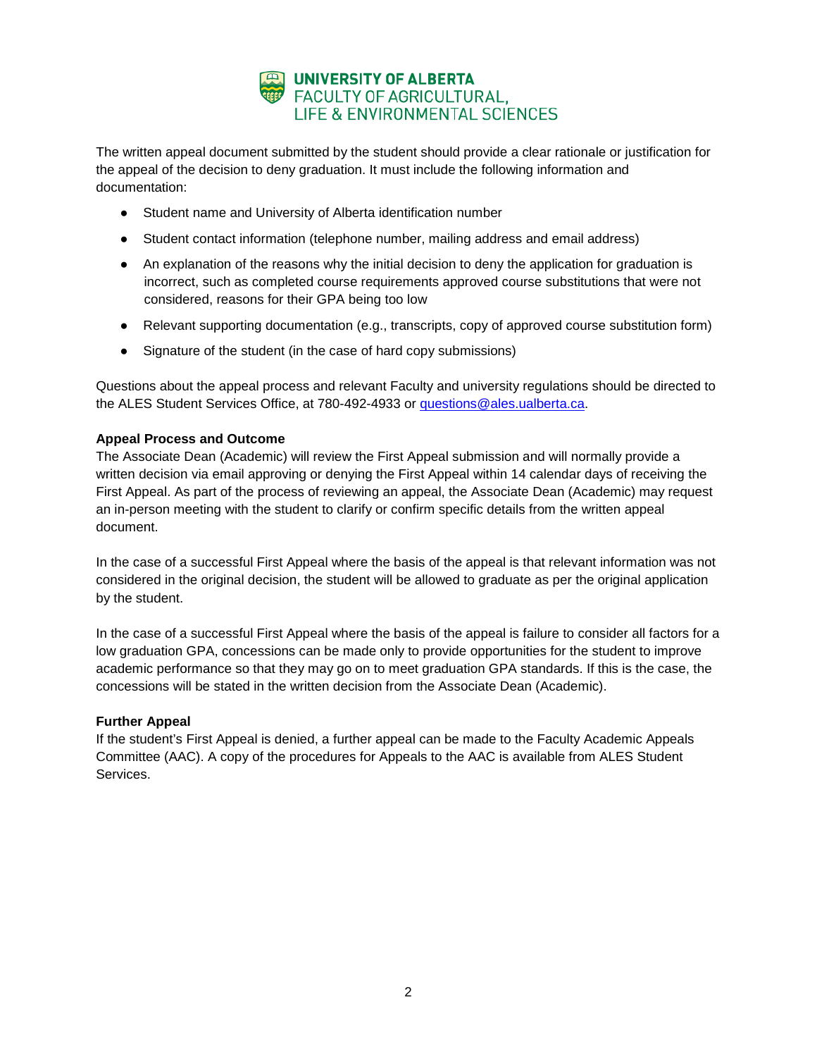UNIVERSITY OF ALBERTA
FACULTY OF AGRICULTURAL, LIFE & ENVIRONMENTAL SCIENCES

The written appeal document submitted by the student should provide a clear rationale or justification for the appeal of the decision to deny graduation. It must include the following information and documentation:

- Student name and University of Alberta identification number
- Student contact information (telephone number, mailing address and email address)
- An explanation of the reasons why the initial decision to deny the application for graduation is incorrect, such as completed course requirements approved course substitutions that were not considered, reasons for their GPA being too low
- Relevant supporting documentation (e.g., transcripts, copy of approved course substitution form)
- Signature of the student (in the case of hard copy submissions)

Questions about the appeal process and relevant Faculty and university regulations should be directed to the ALES Student Services Office, at 780-492-4933 or [questions@ales.ualberta.ca](mailto:questions@ales.ualberta.ca).

**Appeal Process and Outcome**

The Associate Dean (Academic) will review the First Appeal submission and will normally provide a written decision via email approving or denying the First Appeal within 14 calendar days of receiving the First Appeal. As part of the process of reviewing an appeal, the Associate Dean (Academic) may request an in-person meeting with the student to clarify or confirm specific details from the written appeal document.

In the case of a successful First Appeal where the basis of the appeal is that relevant information was not considered in the original decision, the student will be allowed to graduate as per the original application by the student.

In the case of a successful First Appeal where the basis of the appeal is failure to consider all factors for a low graduation GPA, concessions can be made only to provide opportunities for the student to improve academic performance so that they may go on to meet graduation GPA standards. If this is the case, the concessions will be stated in the written decision from the Associate Dean (Academic).

**Further Appeal**

If the student's First Appeal is denied, a further appeal can be made to the Faculty Academic Appeals Committee (AAC). A copy of the procedures for Appeals to the AAC is available from ALES Student Services.